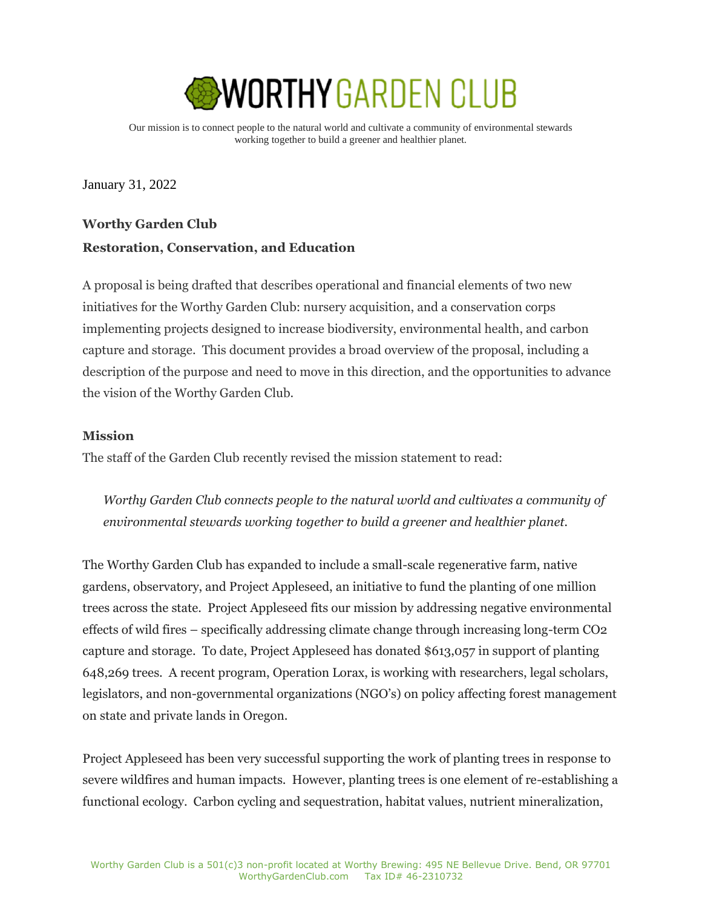# WORTHY GARDEN CLUB

Our mission is to connect people to the natural world and cultivate a community of environmental stewards working together to build a greener and healthier planet.

January 31, 2022

**Worthy Garden Club**

**Restoration, Conservation, and Education**

A proposal is being drafted that describes operational and financial elements of two new initiatives for the Worthy Garden Club: nursery acquisition, and a conservation corps implementing projects designed to increase biodiversity, environmental health, and carbon capture and storage. This document provides a broad overview of the proposal, including a description of the purpose and need to move in this direction, and the opportunities to advance the vision of the Worthy Garden Club.

**Mission**

The staff of the Garden Club recently revised the mission statement to read:

> *Worthy Garden Club connects people to the natural world and cultivates a community of environmental stewards working together to build a greener and healthier planet.*

The Worthy Garden Club has expanded to include a small-scale regenerative farm, native gardens, observatory, and Project Appleseed, an initiative to fund the planting of one million trees across the state. Project Appleseed fits our mission by addressing negative environmental effects of wild fires – specifically addressing climate change through increasing long-term $CO_2$ capture and storage. To date, Project Appleseed has donated $613,057 in support of planting 648,269 trees. A recent program, Operation Lorax, is working with researchers, legal scholars, legislators, and non-governmental organizations (NGO's) on policy affecting forest management on state and private lands in Oregon.

Project Appleseed has been very successful supporting the work of planting trees in response to severe wildfires and human impacts. However, planting trees is one element of re-establishing a functional ecology. Carbon cycling and sequestration, habitat values, nutrient mineralization,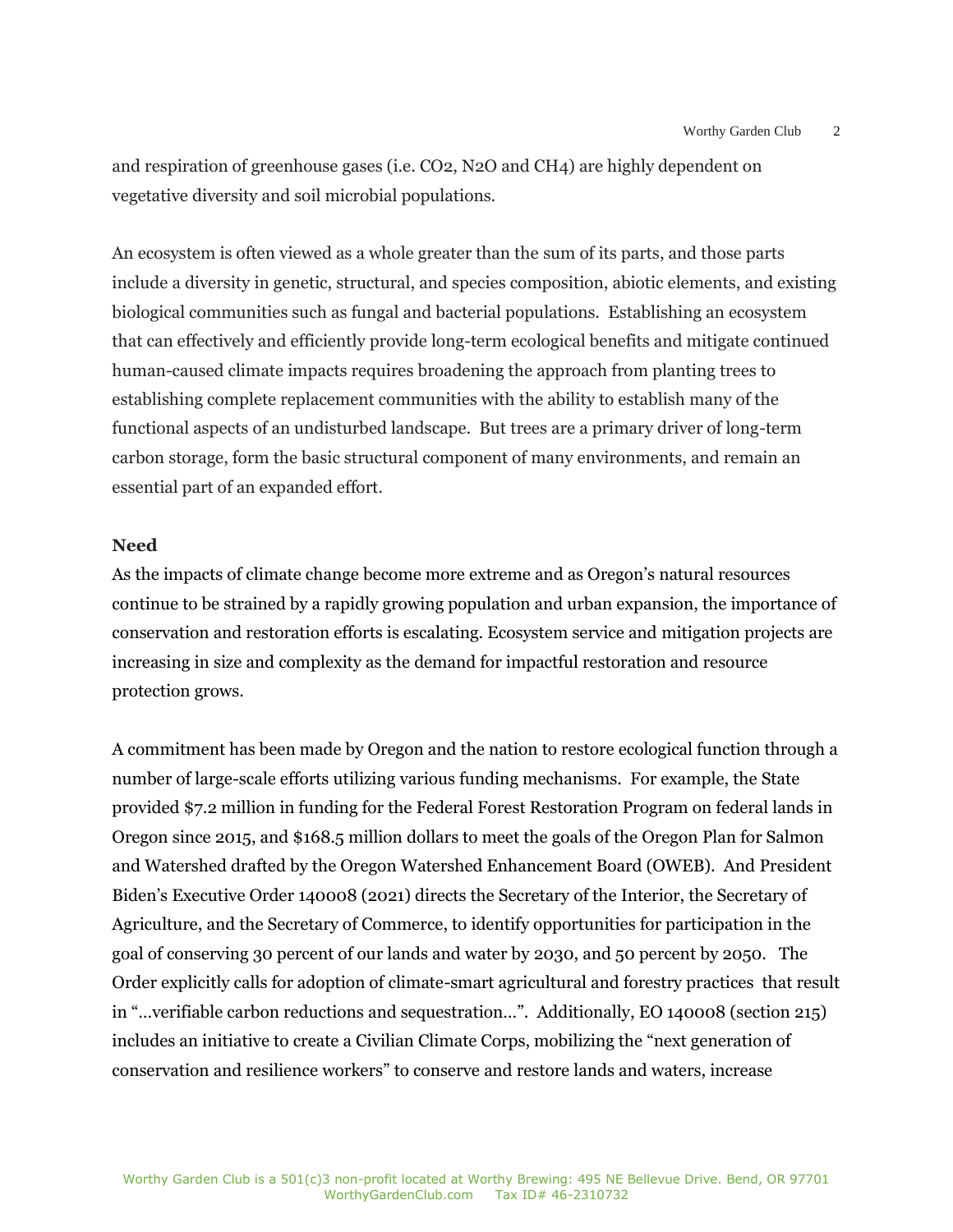and respiration of greenhouse gases (i.e. $CO_2$, $N_2O$ and $CH_4$) are highly dependent on vegetative diversity and soil microbial populations.

An ecosystem is often viewed as a whole greater than the sum of its parts, and those parts include a diversity in genetic, structural, and species composition, abiotic elements, and existing biological communities such as fungal and bacterial populations. Establishing an ecosystem that can effectively and efficiently provide long-term ecological benefits and mitigate continued human-caused climate impacts requires broadening the approach from planting trees to establishing complete replacement communities with the ability to establish many of the functional aspects of an undisturbed landscape. But trees are a primary driver of long-term carbon storage, form the basic structural component of many environments, and remain an essential part of an expanded effort.

**Need**

As the impacts of climate change become more extreme and as Oregon's natural resources continue to be strained by a rapidly growing population and urban expansion, the importance of conservation and restoration efforts is escalating. Ecosystem service and mitigation projects are increasing in size and complexity as the demand for impactful restoration and resource protection grows.

A commitment has been made by Oregon and the nation to restore ecological function through a number of large-scale efforts utilizing various funding mechanisms. For example, the State provided $7.2 million in funding for the Federal Forest Restoration Program on federal lands in Oregon since 2015, and $168.5 million dollars to meet the goals of the Oregon Plan for Salmon and Watershed drafted by the Oregon Watershed Enhancement Board (OWEB). And President Biden's Executive Order 140008 (2021) directs the Secretary of the Interior, the Secretary of Agriculture, and the Secretary of Commerce, to identify opportunities for participation in the goal of conserving 30 percent of our lands and water by 2030, and 50 percent by 2050. The Order explicitly calls for adoption of climate-smart agricultural and forestry practices that result in "…verifiable carbon reductions and sequestration…". Additionally, EO 140008 (section 215) includes an initiative to create a Civilian Climate Corps, mobilizing the "next generation of conservation and resilience workers" to conserve and restore lands and waters, increase

Worthy Garden Club is a 501(c)3 non-profit located at Worthy Brewing: 495 NE Bellevue Drive. Bend, OR 97701
WorthyGardenClub.com Tax ID# 46-2310732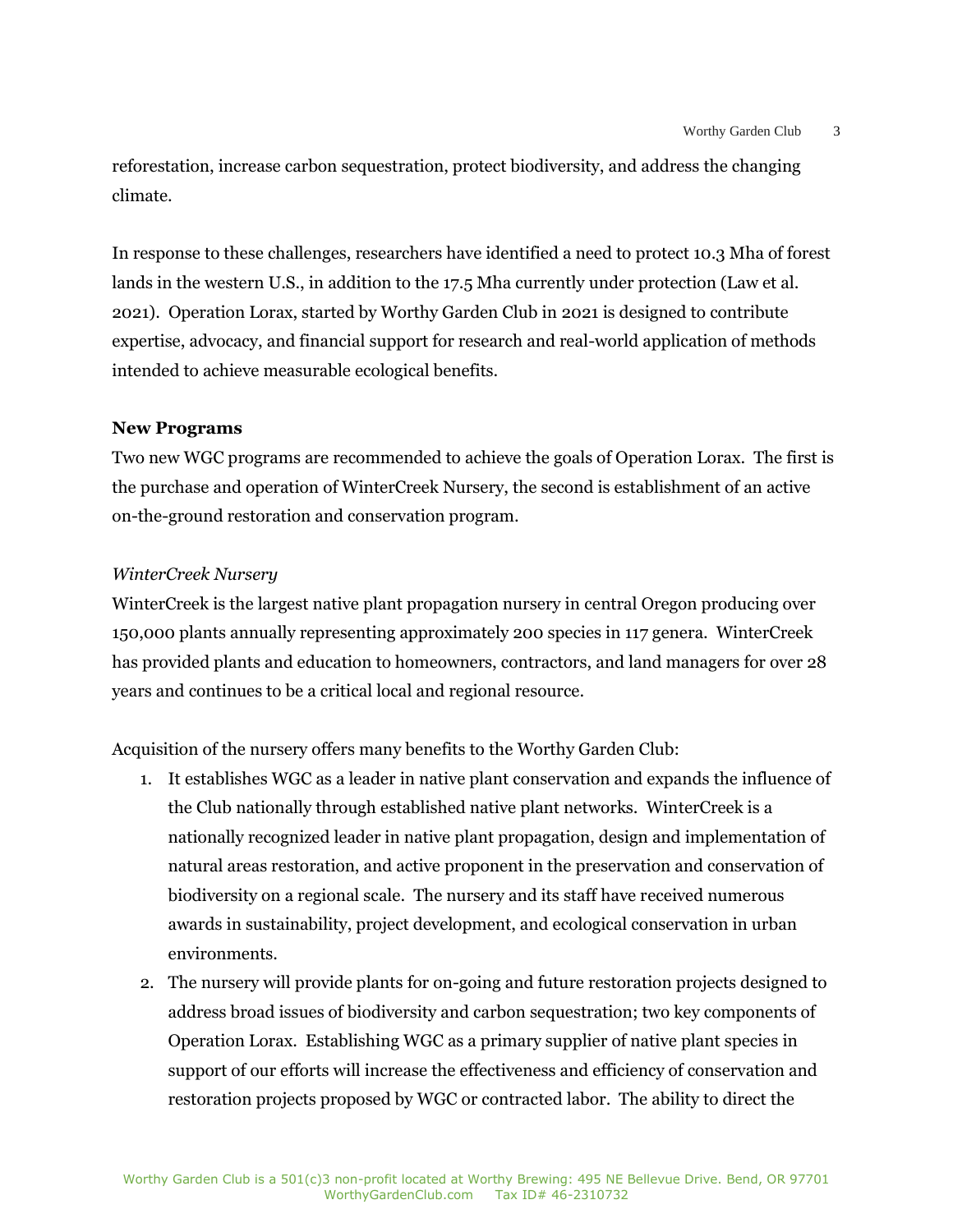reforestation, increase carbon sequestration, protect biodiversity, and address the changing climate.

In response to these challenges, researchers have identified a need to protect 10.3 Mha of forest lands in the western U.S., in addition to the 17.5 Mha currently under protection (Law et al. 2021). Operation Lorax, started by Worthy Garden Club in 2021 is designed to contribute expertise, advocacy, and financial support for research and real-world application of methods intended to achieve measurable ecological benefits.

**New Programs**

Two new WGC programs are recommended to achieve the goals of Operation Lorax. The first is the purchase and operation of WinterCreek Nursery, the second is establishment of an active on-the-ground restoration and conservation program.

*WinterCreek Nursery*

WinterCreek is the largest native plant propagation nursery in central Oregon producing over 150,000 plants annually representing approximately 200 species in 117 genera. WinterCreek has provided plants and education to homeowners, contractors, and land managers for over 28 years and continues to be a critical local and regional resource.

Acquisition of the nursery offers many benefits to the Worthy Garden Club:

1. It establishes WGC as a leader in native plant conservation and expands the influence of the Club nationally through established native plant networks. WinterCreek is a nationally recognized leader in native plant propagation, design and implementation of natural areas restoration, and active proponent in the preservation and conservation of biodiversity on a regional scale. The nursery and its staff have received numerous awards in sustainability, project development, and ecological conservation in urban environments.
2. The nursery will provide plants for on-going and future restoration projects designed to address broad issues of biodiversity and carbon sequestration; two key components of Operation Lorax. Establishing WGC as a primary supplier of native plant species in support of our efforts will increase the effectiveness and efficiency of conservation and restoration projects proposed by WGC or contracted labor. The ability to direct the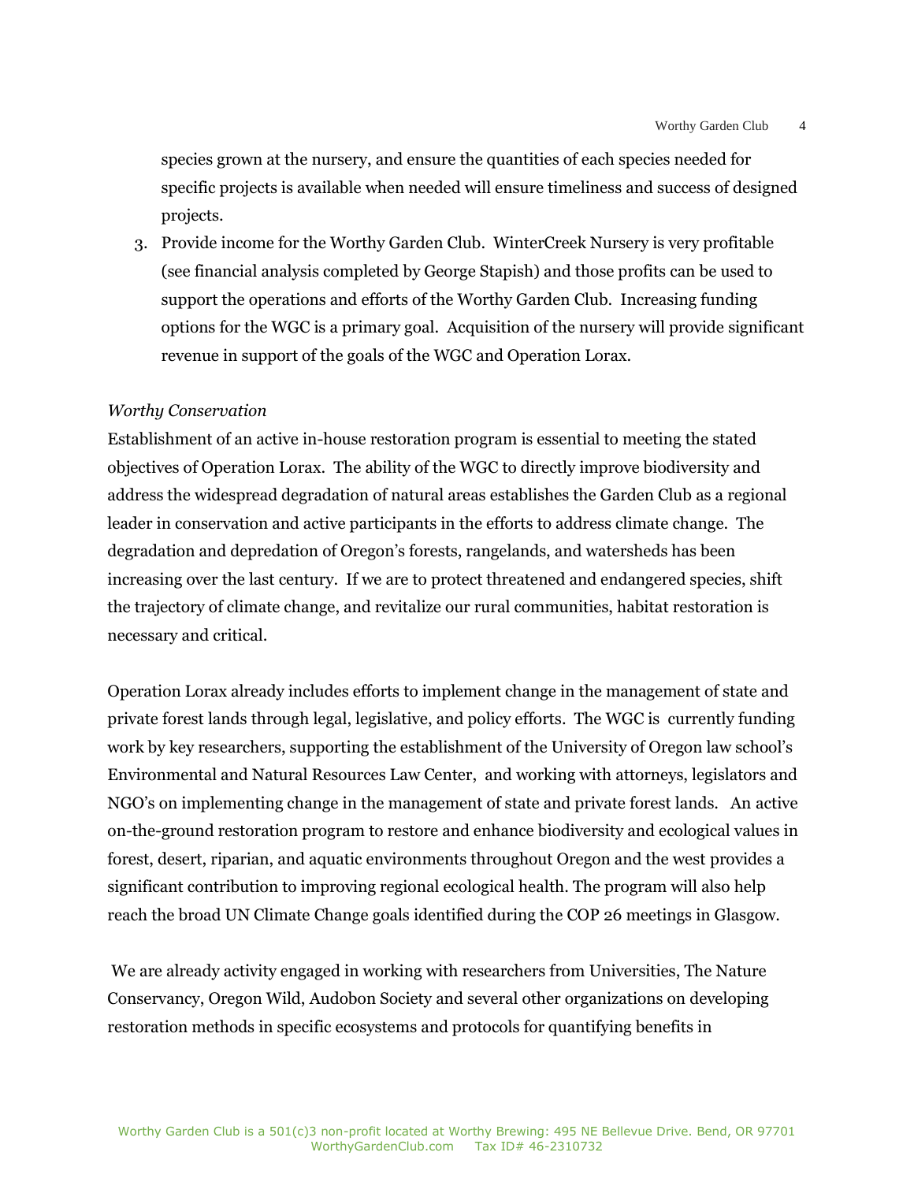species grown at the nursery, and ensure the quantities of each species needed for specific projects is available when needed will ensure timeliness and success of designed projects.

3. Provide income for the Worthy Garden Club. WinterCreek Nursery is very profitable (see financial analysis completed by George Stapish) and those profits can be used to support the operations and efforts of the Worthy Garden Club. Increasing funding options for the WGC is a primary goal. Acquisition of the nursery will provide significant revenue in support of the goals of the WGC and Operation Lorax.

*Worthy Conservation*

Establishment of an active in-house restoration program is essential to meeting the stated objectives of Operation Lorax. The ability of the WGC to directly improve biodiversity and address the widespread degradation of natural areas establishes the Garden Club as a regional leader in conservation and active participants in the efforts to address climate change. The degradation and depredation of Oregon's forests, rangelands, and watersheds has been increasing over the last century. If we are to protect threatened and endangered species, shift the trajectory of climate change, and revitalize our rural communities, habitat restoration is necessary and critical.

Operation Lorax already includes efforts to implement change in the management of state and private forest lands through legal, legislative, and policy efforts. The WGC is currently funding work by key researchers, supporting the establishment of the University of Oregon law school's Environmental and Natural Resources Law Center, and working with attorneys, legislators and NGO's on implementing change in the management of state and private forest lands. An active on-the-ground restoration program to restore and enhance biodiversity and ecological values in forest, desert, riparian, and aquatic environments throughout Oregon and the west provides a significant contribution to improving regional ecological health. The program will also help reach the broad UN Climate Change goals identified during the COP 26 meetings in Glasgow.

We are already activity engaged in working with researchers from Universities, The Nature Conservancy, Oregon Wild, Audobon Society and several other organizations on developing restoration methods in specific ecosystems and protocols for quantifying benefits in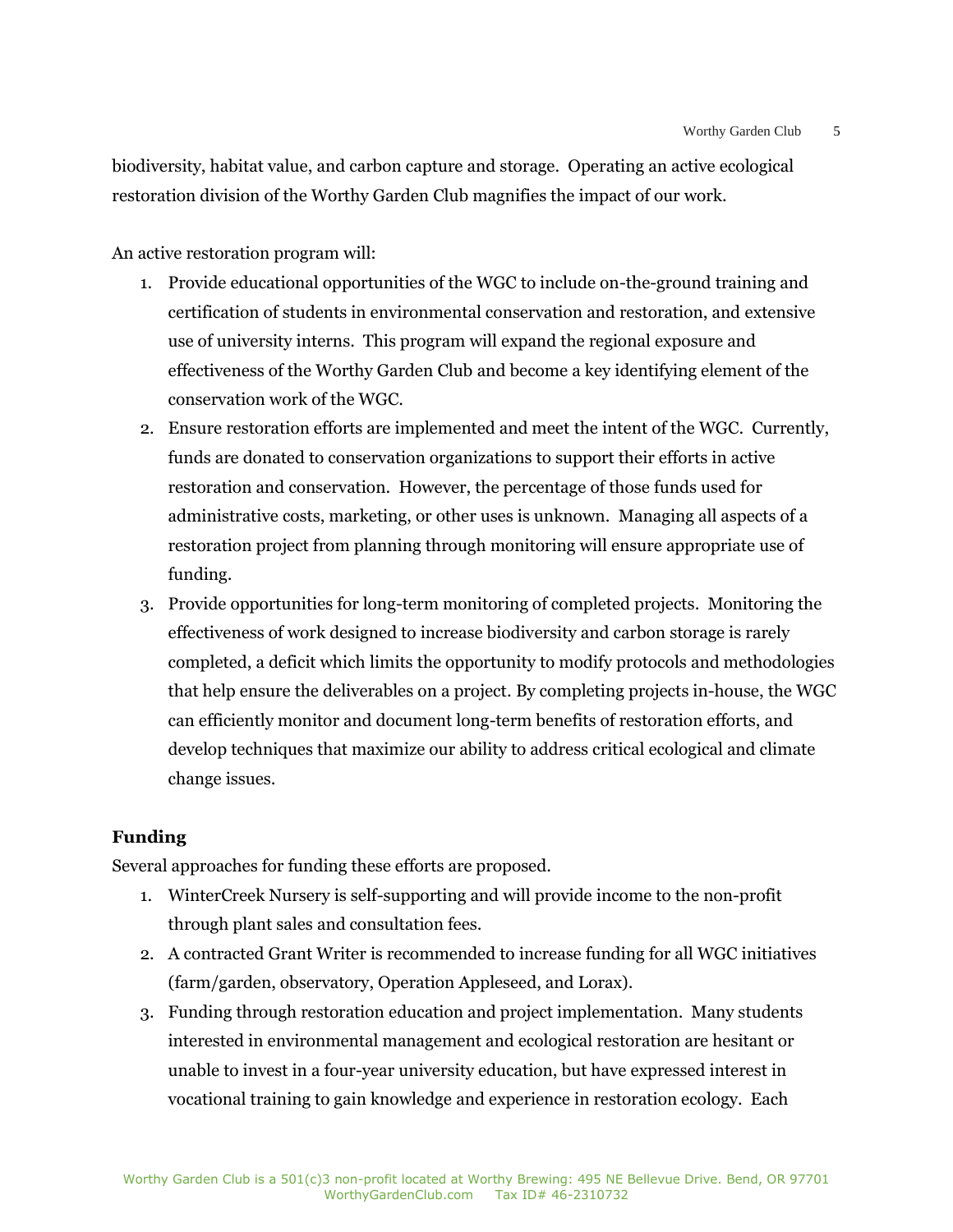biodiversity, habitat value, and carbon capture and storage. Operating an active ecological restoration division of the Worthy Garden Club magnifies the impact of our work.

An active restoration program will:

1. Provide educational opportunities of the WGC to include on-the-ground training and certification of students in environmental conservation and restoration, and extensive use of university interns. This program will expand the regional exposure and effectiveness of the Worthy Garden Club and become a key identifying element of the conservation work of the WGC.
2. Ensure restoration efforts are implemented and meet the intent of the WGC. Currently, funds are donated to conservation organizations to support their efforts in active restoration and conservation. However, the percentage of those funds used for administrative costs, marketing, or other uses is unknown. Managing all aspects of a restoration project from planning through monitoring will ensure appropriate use of funding.
3. Provide opportunities for long-term monitoring of completed projects. Monitoring the effectiveness of work designed to increase biodiversity and carbon storage is rarely completed, a deficit which limits the opportunity to modify protocols and methodologies that help ensure the deliverables on a project. By completing projects in-house, the WGC can efficiently monitor and document long-term benefits of restoration efforts, and develop techniques that maximize our ability to address critical ecological and climate change issues.

**Funding**

Several approaches for funding these efforts are proposed.

1. WinterCreek Nursery is self-supporting and will provide income to the non-profit through plant sales and consultation fees.
2. A contracted Grant Writer is recommended to increase funding for all WGC initiatives (farm/garden, observatory, Operation Appleseed, and Lorax).
3. Funding through restoration education and project implementation. Many students interested in environmental management and ecological restoration are hesitant or unable to invest in a four-year university education, but have expressed interest in vocational training to gain knowledge and experience in restoration ecology. Each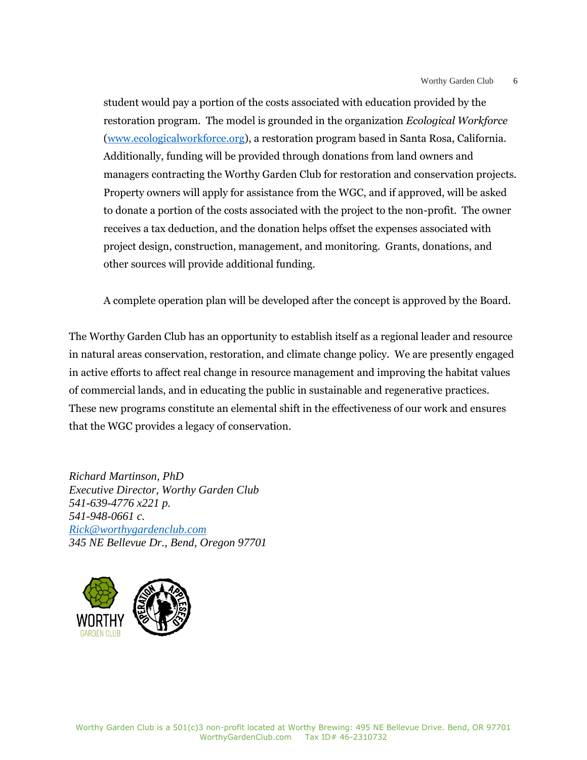student would pay a portion of the costs associated with education provided by the restoration program. The model is grounded in the organization *Ecological Workforce* ([www.ecologicalworkforce.org](http://www.ecologicalworkforce.org)), a restoration program based in Santa Rosa, California. Additionally, funding will be provided through donations from land owners and managers contracting the Worthy Garden Club for restoration and conservation projects. Property owners will apply for assistance from the WGC, and if approved, will be asked to donate a portion of the costs associated with the project to the non-profit. The owner receives a tax deduction, and the donation helps offset the expenses associated with project design, construction, management, and monitoring. Grants, donations, and other sources will provide additional funding.

A complete operation plan will be developed after the concept is approved by the Board.

The Worthy Garden Club has an opportunity to establish itself as a regional leader and resource in natural areas conservation, restoration, and climate change policy. We are presently engaged in active efforts to affect real change in resource management and improving the habitat values of commercial lands, and in educating the public in sustainable and regenerative practices. These new programs constitute an elemental shift in the effectiveness of our work and ensures that the WGC provides a legacy of conservation.

*Richard Martinson, PhD*
*Executive Director, Worthy Garden Club*
*541-639-4776 x221 p.*
*541-948-0661 c.*
*[Rick@worthygardenclub.com](mailto:Rick@worthygardenclub.com)*
*345 NE Bellevue Dr., Bend, Oregon 97701*

WORTHY
GARDEN CLUB

OPERATION APPLESEED

Worthy Garden Club is a 501(c)3 non-profit located at Worthy Brewing: 495 NE Bellevue Drive. Bend, OR 97701
WorthyGardenClub.com Tax ID# 46-2310732